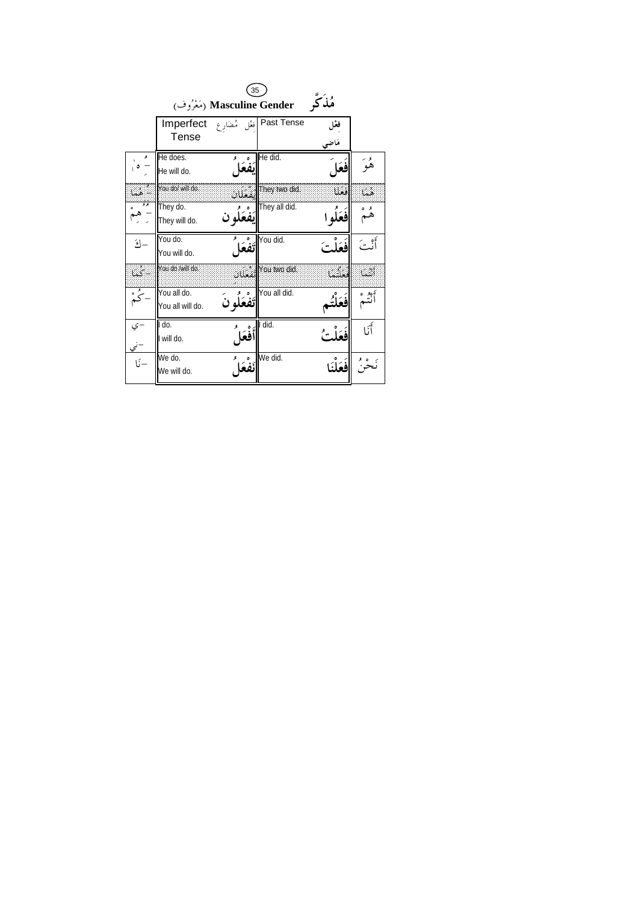## مُذَكَّر Masculine Gender (مَعْرُوف)

| | Imperfect Tense فِعْل مُضَارِع | | Past Tense فِعْل مَاضِي | | |
|---|---|---|---|---|---|
| ـهُ | He does. He will do. | يَفْعَلُ | He did. | فَعَلَ | هُوَ |
| ـهُمَا | You do/ will do. | يَفْعَلَانِ | They two did. | فَعَلَا | هُمَا |
| ـهُمْ | They do. They will do. | يَفْعَلُون | They all did. | فَعَلُوا | هُمْ |
| ـكَ | You do. You will do. | تَفْعَلُ | You did. | فَعَلْتَ | أَنْتَ |
| ـكُمَا | You do /will do. | تَفْعَلَانِ | You two did. | فَعَلْتُمَا | أَنْتُمَا |
| ـكُمْ | You all do. You all will do. | تَفْعَلُونَ | You all did. | فَعَلْتُم | أَنْتُمْ |
| ـي ـنِي | I do. I will do. | أَفْعَلُ | I did. | فَعَلْتُ | أَنَا |
| ـنَا | We do. We will do. | نَفْعَلُ | We did. | فَعَلْنَا | نَحْنُ |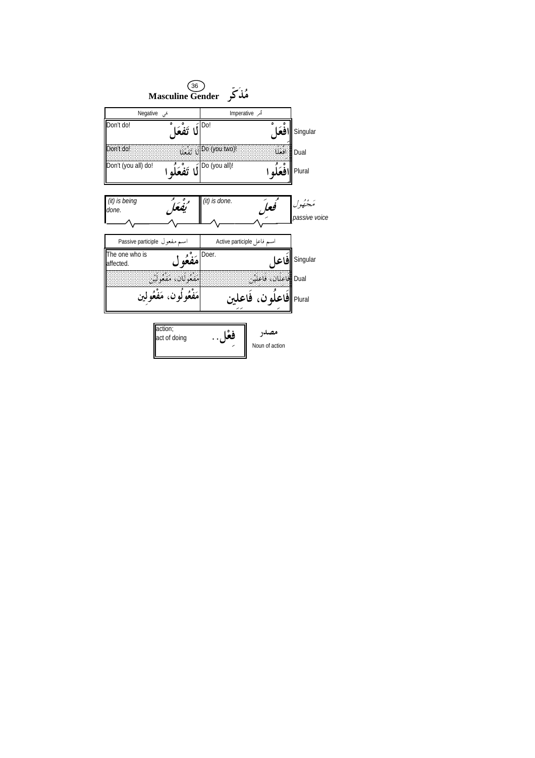# مُذَكَّر Masculine Gender

| Negative نهي | | Imperative أمر | | |
|---|---|---|---|---|
| Don't do! | لَا تَفْعَلْ | Do! | اِفْعَلْ | Singular |
| Don't do! | لَا تَفْعَلَا | Do (you two)! | اِفْعَلَا | Dual |
| Don't (you all) do! | لَا تَفْعَلُوا | Do (you all)! | اِفْعَلُوا | Plural |

| | | | | |
|---|---|---|---|---|
| *(it) is being done.* | يُفْعَلُ | *(it) is done.* | فُعِلَ | مَجْهُول *passive voice* |

| Passive participle اسم مفعول | | Active participle اسم فاعل | | |
|---|---|---|---|---|
| The one who is affected. | مَفْعُول | Doer. | فَاعِل | Singular |
| | مَفْعُولَانِ، مَفْعُولَيْن | | فَاعِلَانِ، فَاعِلَيْن | Dual |
| | مَفْعُولُون، مَفْعُولِين | | فَاعِلُون، فَاعِلِين | Plural |

| | | |
|---|---|---|
| action; act of doing | فِعْل.. | مصدر Noun of action |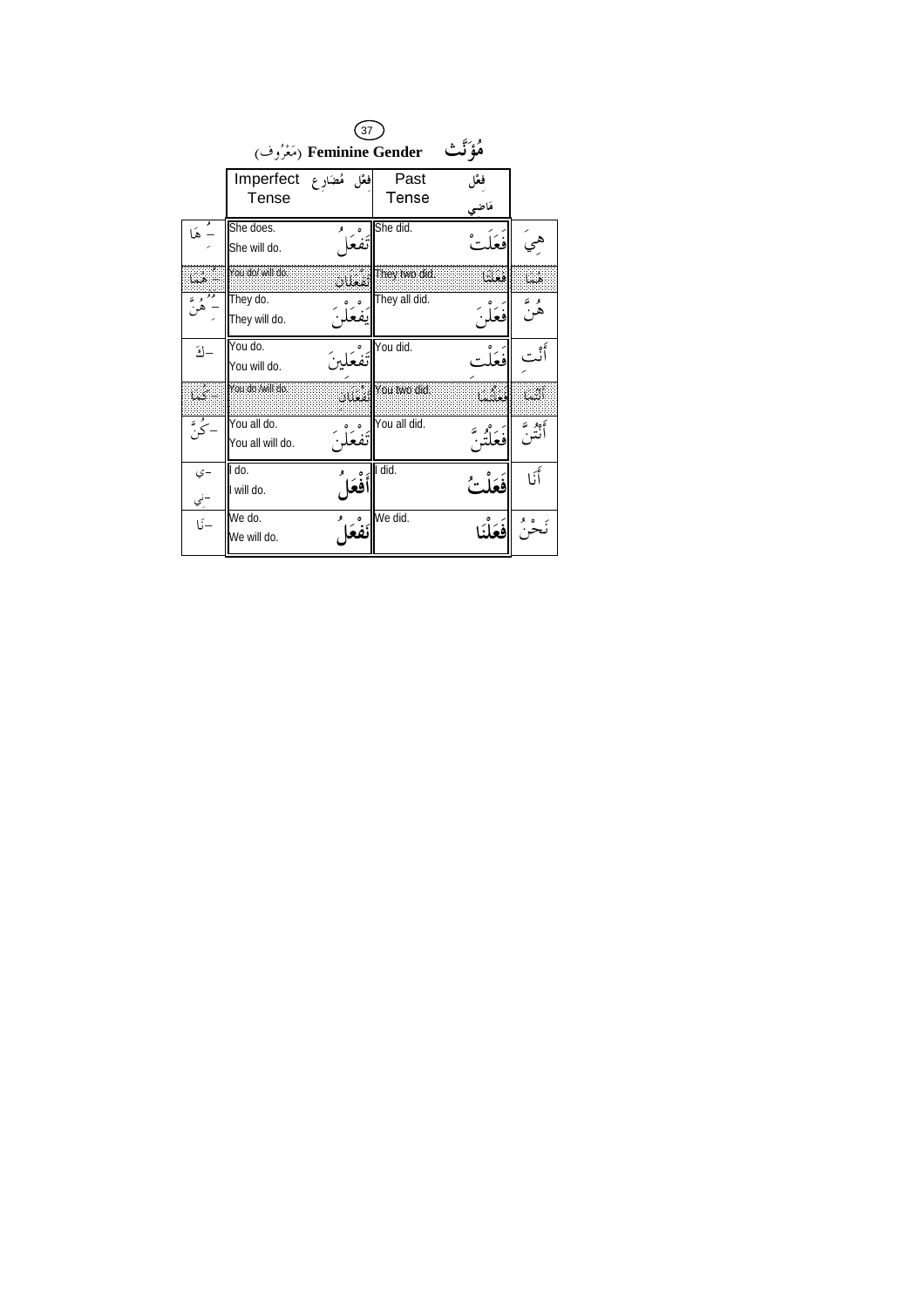## مُؤَنَّث Feminine Gender (مَعْرُوف)

| | Imperfect Tense فِعْل مُضَارِع | | Past Tense فِعْل مَاضِي | | |
|---|---|---|---|---|---|
| ـَهَا | She does. She will do. | تَفْعَلُ | She did. | فَعَلَتْ | هِيَ |
| ـهُمَا | You do/ will do. | تَفْعَلَانِ | They two did. | فَعَلَتَا | هُمَا |
| ـِهُنَّ | They do. They will do. | يَفْعَلْنَ | They all did. | فَعَلْنَ | هُنَّ |
| ـكَ | You do. You will do. | تَفْعَلِينَ | You did. | فَعَلْتِ | أَنْتِ |
| ـكُمَا | You do /will do. | تَفْعَلَانِ | You two did. | فَعَلْتُمَا | أَنْتُمَا |
| ـكُنَّ | You all do. You all will do. | تَفْعَلْنَ | You all did. | فَعَلْتُنَّ | أَنْتُنَّ |
| ـي ـنِي | I do. I will do. | أَفْعَلُ | I did. | فَعَلْتُ | أَنَا |
| ـنَا | We do. We will do. | نَفْعَلُ | We did. | فَعَلْنَا | نَحْنُ |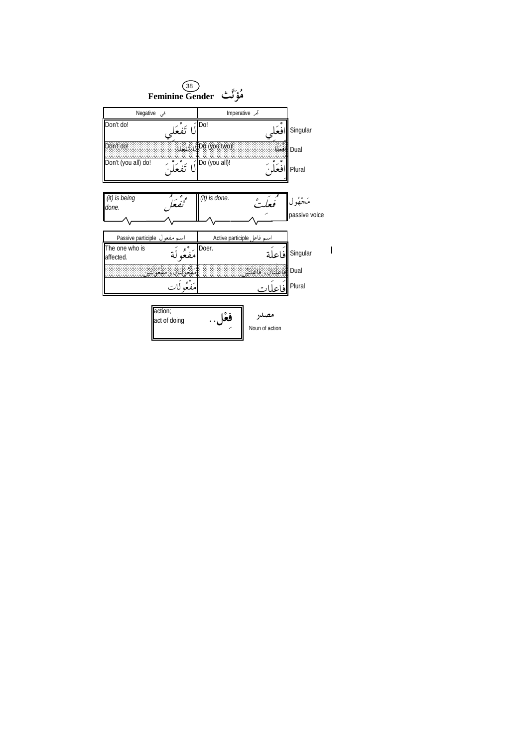# Feminine Gender مُؤَنَّث

| Negative نهي | | Imperative أمر | | |
|---|---|---|---|---|
| Don't do! | لَا تَفْعَلِي | Do! | اِفْعَلِي | Singular |
| Don't do! | لَا تَفْعَلَا | Do (you two)! | اِفْعَلَا | Dual |
| Don't (you all) do! | لَا تَفْعَلْنَ | Do (you all)! | اِفْعَلْنَ | Plural |

| | | | | |
|---|---|---|---|---|
| *(it) is being done.* | تُفْعَلُ | *(it) is done.* | فُعِلَتْ | مَجْهُول passive voice |

| Passive participle اسم مفعول | | Active participle اسم فاعل | | |
|---|---|---|---|---|
| The one who is affected. | مَفْعُولَة | Doer. | فَاعِلَة | Singular |
| | مَفْعُولَتَان، مَفْعُولَتَيْن | | فَاعِلَتَان، فَاعِلَتَيْن | Dual |
| | مَفْعُولَات | | فَاعِلَات | Plural |

| | | |
|---|---|---|
| action; act of doing | فِعْل.. | مصدر Noun of action |